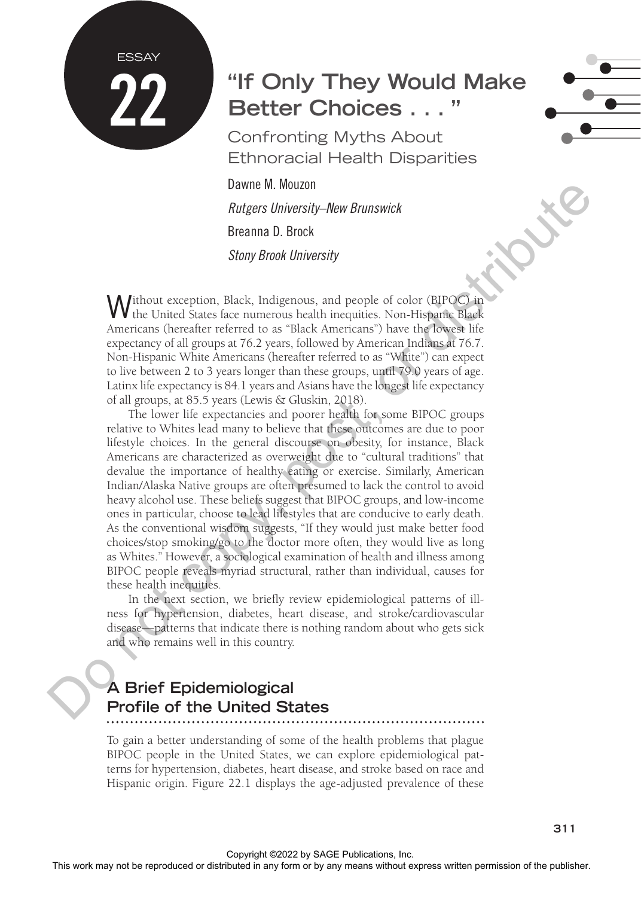ESSAY 22

# "If Only They Would Make Better Choices . . . "

## Confronting Myths About Ethnoracial Health Disparities

Dawne M. Mouzon

*Rutgers University–New Brunswick*

Breanna D. Brock

*Stony Brook University*

Without exception, Black, Indigenous, and people of color (BIPOC) in the United States face numerous health inequities. Non-Hispanic Black Americans (hereafter referred to as "Black Americans") have the lowest life expectancy of all groups at 76.2 years, followed by American Indians at 76.7. Non-Hispanic White Americans (hereafter referred to as "White") can expect to live between 2 to 3 years longer than these groups, until 79.0 years of age. Latinx life expectancy is 84.1 years and Asians have the longest life expectancy of all groups, at 85.5 years (Lewis & Gluskin, 2018).

The lower life expectancies and poorer health for some BIPOC groups relative to Whites lead many to believe that these outcomes are due to poor lifestyle choices. In the general discourse on obesity, for instance, Black Americans are characterized as overweight due to "cultural traditions" that devalue the importance of healthy eating or exercise. Similarly, American Indian/Alaska Native groups are often presumed to lack the control to avoid heavy alcohol use. These beliefs suggest that BIPOC groups, and low-income ones in particular, choose to lead lifestyles that are conducive to early death. As the conventional wisdom suggests, "If they would just make better food choices/stop smoking/go to the doctor more often, they would live as long as Whites." However, a sociological examination of health and illness among BIPOC people reveals myriad structural, rather than individual, causes for these health inequities.

In the next section, we briefly review epidemiological patterns of illness for hypertension, diabetes, heart disease, and stroke/cardiovascular disease—patterns that indicate there is nothing random about who gets sick and who remains well in this country.

## A Brief Epidemiological Profile of the United States

To gain a better understanding of some of the health problems that plague BIPOC people in the United States, we can explore epidemiological patterns for hypertension, diabetes, heart disease, and stroke based on race and Hispanic origin. Figure 22.1 displays the age-adjusted prevalence of these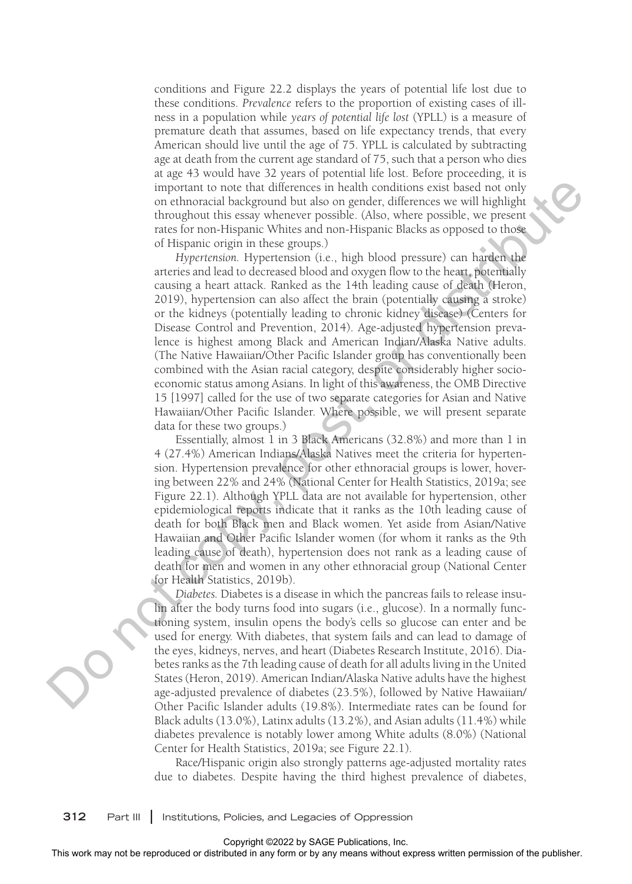conditions and Figure 22.2 displays the years of potential life lost due to these conditions. *Prevalence* refers to the proportion of existing cases of illness in a population while *years of potential life lost* (YPLL) is a measure of premature death that assumes, based on life expectancy trends, that every American should live until the age of 75. YPLL is calculated by subtracting age at death from the current age standard of 75, such that a person who dies at age 43 would have 32 years of potential life lost. Before proceeding, it is important to note that differences in health conditions exist based not only on ethnoracial background but also on gender, differences we will highlight throughout this essay whenever possible. (Also, where possible, we present rates for non-Hispanic Whites and non-Hispanic Blacks as opposed to those of Hispanic origin in these groups.)

*Hypertension.* Hypertension (i.e., high blood pressure) can harden the arteries and lead to decreased blood and oxygen flow to the heart, potentially causing a heart attack. Ranked as the 14th leading cause of death (Heron, 2019), hypertension can also affect the brain (potentially causing a stroke) or the kidneys (potentially leading to chronic kidney disease) (Centers for Disease Control and Prevention, 2014). Age-adjusted hypertension prevalence is highest among Black and American Indian/Alaska Native adults. (The Native Hawaiian/Other Pacific Islander group has conventionally been combined with the Asian racial category, despite considerably higher socioeconomic status among Asians. In light of this awareness, the OMB Directive 15 [1997] called for the use of two separate categories for Asian and Native Hawaiian/Other Pacific Islander. Where possible, we will present separate data for these two groups.)

Essentially, almost 1 in 3 Black Americans (32.8%) and more than 1 in 4 (27.4%) American Indians/Alaska Natives meet the criteria for hypertension. Hypertension prevalence for other ethnoracial groups is lower, hovering between 22% and 24% (National Center for Health Statistics, 2019a; see Figure 22.1). Although YPLL data are not available for hypertension, other epidemiological reports indicate that it ranks as the 10th leading cause of death for both Black men and Black women. Yet aside from Asian/Native Hawaiian and Other Pacific Islander women (for whom it ranks as the 9th leading cause of death), hypertension does not rank as a leading cause of death for men and women in any other ethnoracial group (National Center for Health Statistics, 2019b).

*Diabetes.* Diabetes is a disease in which the pancreas fails to release insulin after the body turns food into sugars (i.e., glucose). In a normally functioning system, insulin opens the body's cells so glucose can enter and be used for energy. With diabetes, that system fails and can lead to damage of the eyes, kidneys, nerves, and heart (Diabetes Research Institute, 2016). Diabetes ranks as the 7th leading cause of death for all adults living in the United States (Heron, 2019). American Indian/Alaska Native adults have the highest age-adjusted prevalence of diabetes (23.5%), followed by Native Hawaiian/Other Pacific Islander adults (19.8%). Intermediate rates can be found for Black adults (13.0%), Latinx adults (13.2%), and Asian adults (11.4%) while diabetes prevalence is notably lower among White adults (8.0%) (National Center for Health Statistics, 2019a; see Figure 22.1).

Race/Hispanic origin also strongly patterns age-adjusted mortality rates due to diabetes. Despite having the third highest prevalence of diabetes,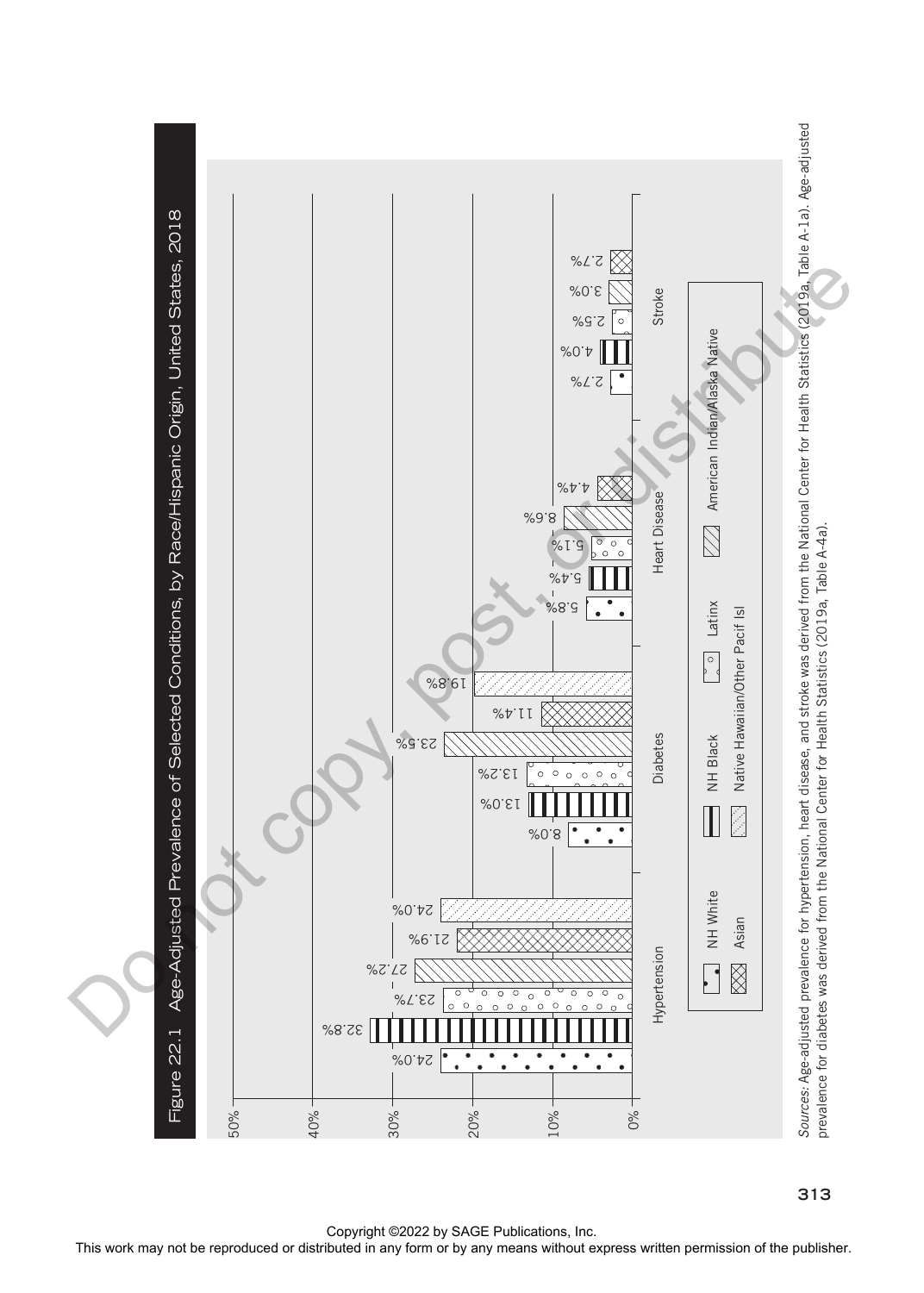Figure 22.1 Age-Adjusted Prevalence of Selected Conditions, by Race/Hispanic Origin, United States, 2018

| Condition | NH White | NH Black | Latinx | American Indian/Alaska Native | Asian | Native Hawaiian/Other Pacif Isl |
|---|---|---|---|---|---|---|
| Hypertension | 24.0% | 32.8% | 23.7% | 27.2% | 21.9% | 24.0% |
| Diabetes | 8.0% | 13.0% | 13.2% | 23.5% | 11.4% | 19.8% |
| Heart Disease | 5.8% | 5.4% | 5.1% | 8.6% | 4.4% | |
| Stroke | 2.7% | 4.0% | 2.5% | 3.0% | 2.7% | |

*Sources:* Age-adjusted prevalence for hypertension, heart disease, and stroke was derived from the National Center for Health Statistics (2019a, Table A-1a). Age-adjusted prevalence for diabetes was derived from the National Center for Health Statistics (2019a, Table A-4a).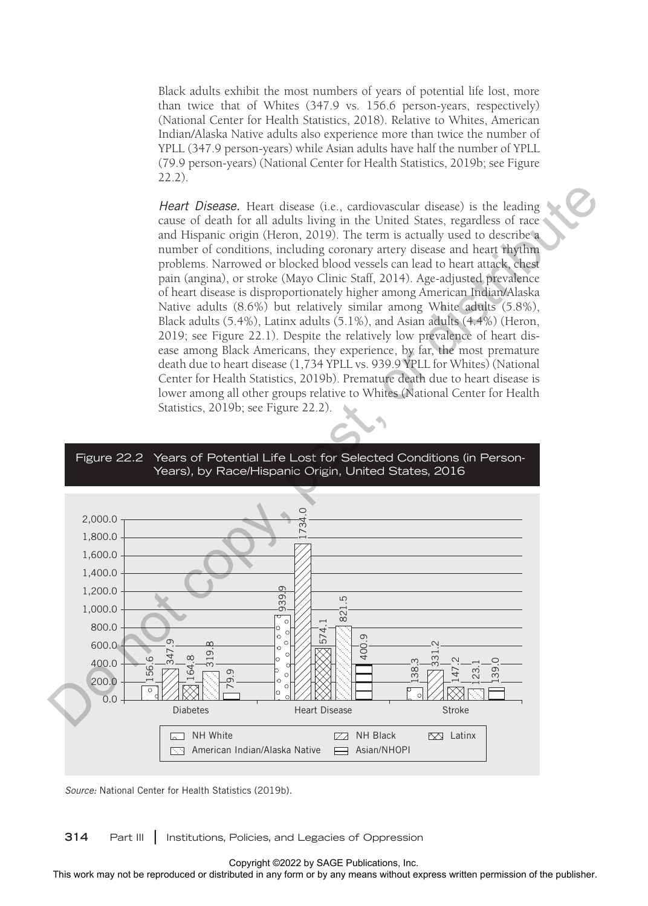Black adults exhibit the most numbers of years of potential life lost, more than twice that of Whites (347.9 vs. 156.6 person-years, respectively) (National Center for Health Statistics, 2018). Relative to Whites, American Indian/Alaska Native adults also experience more than twice the number of YPLL (347.9 person-years) while Asian adults have half the number of YPLL (79.9 person-years) (National Center for Health Statistics, 2019b; see Figure 22.2).

*Heart Disease.* Heart disease (i.e., cardiovascular disease) is the leading cause of death for all adults living in the United States, regardless of race and Hispanic origin (Heron, 2019). The term is actually used to describe a number of conditions, including coronary artery disease and heart rhythm problems. Narrowed or blocked blood vessels can lead to heart attack, chest pain (angina), or stroke (Mayo Clinic Staff, 2014). Age-adjusted prevalence of heart disease is disproportionately higher among American Indian/Alaska Native adults (8.6%) but relatively similar among White adults (5.8%), Black adults (5.4%), Latinx adults (5.1%), and Asian adults (4.4%) (Heron, 2019; see Figure 22.1). Despite the relatively low prevalence of heart disease among Black Americans, they experience, by far, the most premature death due to heart disease (1,734 YPLL vs. 939.9 YPLL for Whites) (National Center for Health Statistics, 2019b). Premature death due to heart disease is lower among all other groups relative to Whites (National Center for Health Statistics, 2019b; see Figure 22.2).

**Figure 22.2 Years of Potential Life Lost for Selected Conditions (in Person-Years), by Race/Hispanic Origin, United States, 2016**

| Condition | NH White | NH Black | Latinx | American Indian/Alaska Native | Asian/NHOPI |
|---|---|---|---|---|---|
| Diabetes | 156.6 | 347.9 | 164.8 | 319.8 | 79.9 |
| Heart Disease | 939.9 | 1734.0 | 574.1 | 821.5 | 400.9 |
| Stroke | 138.3 | 331.2 | 147.2 | 123.1 | 139.0 |

*Source:* National Center for Health Statistics (2019b).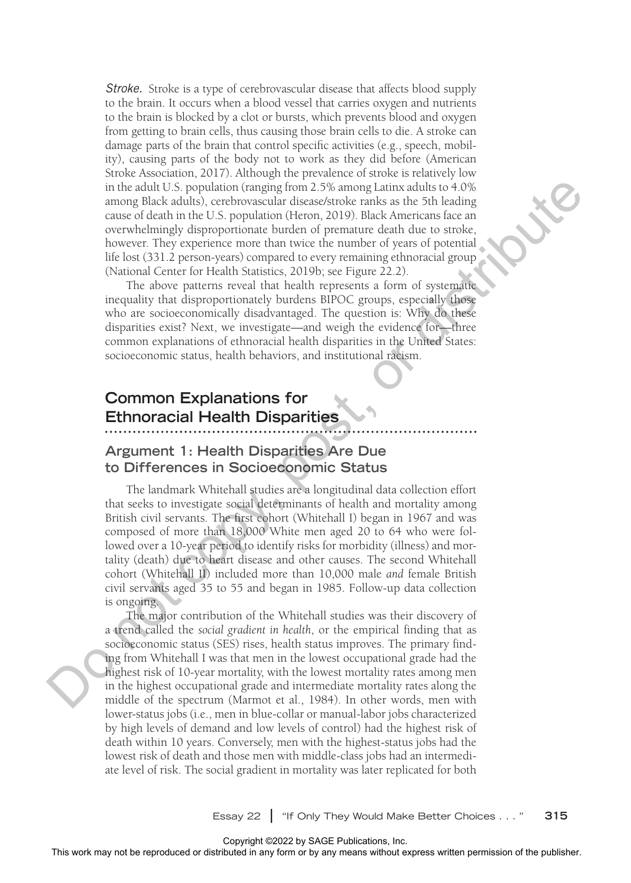*Stroke.* Stroke is a type of cerebrovascular disease that affects blood supply to the brain. It occurs when a blood vessel that carries oxygen and nutrients to the brain is blocked by a clot or bursts, which prevents blood and oxygen from getting to brain cells, thus causing those brain cells to die. A stroke can damage parts of the brain that control specific activities (e.g., speech, mobility), causing parts of the body not to work as they did before (American Stroke Association, 2017). Although the prevalence of stroke is relatively low in the adult U.S. population (ranging from 2.5% among Latinx adults to 4.0% among Black adults), cerebrovascular disease/stroke ranks as the 5th leading cause of death in the U.S. population (Heron, 2019). Black Americans face an overwhelmingly disproportionate burden of premature death due to stroke, however. They experience more than twice the number of years of potential life lost (331.2 person-years) compared to every remaining ethnoracial group (National Center for Health Statistics, 2019b; see Figure 22.2).

The above patterns reveal that health represents a form of systematic inequality that disproportionately burdens BIPOC groups, especially those who are socioeconomically disadvantaged. The question is: Why do these disparities exist? Next, we investigate—and weigh the evidence for—three common explanations of ethnoracial health disparities in the United States: socioeconomic status, health behaviors, and institutional racism.

## Common Explanations for Ethnoracial Health Disparities

### Argument 1: Health Disparities Are Due to Differences in Socioeconomic Status

The landmark Whitehall studies are a longitudinal data collection effort that seeks to investigate social determinants of health and mortality among British civil servants. The first cohort (Whitehall I) began in 1967 and was composed of more than 18,000 White men aged 20 to 64 who were followed over a 10-year period to identify risks for morbidity (illness) and mortality (death) due to heart disease and other causes. The second Whitehall cohort (Whitehall II) included more than 10,000 male *and* female British civil servants aged 35 to 55 and began in 1985. Follow-up data collection is ongoing.

The major contribution of the Whitehall studies was their discovery of a trend called the *social gradient in health*, or the empirical finding that as socioeconomic status (SES) rises, health status improves. The primary finding from Whitehall I was that men in the lowest occupational grade had the highest risk of 10-year mortality, with the lowest mortality rates among men in the highest occupational grade and intermediate mortality rates along the middle of the spectrum (Marmot et al., 1984). In other words, men with lower-status jobs (i.e., men in blue-collar or manual-labor jobs characterized by high levels of demand and low levels of control) had the highest risk of death within 10 years. Conversely, men with the highest-status jobs had the lowest risk of death and those men with middle-class jobs had an intermediate level of risk. The social gradient in mortality was later replicated for both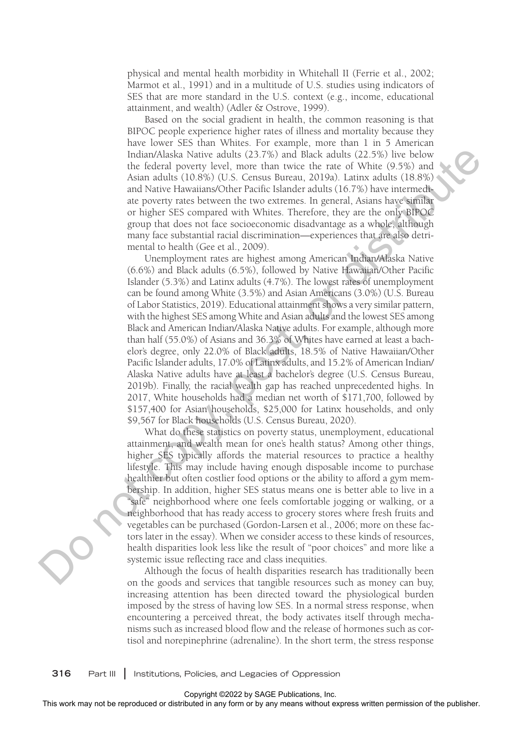physical and mental health morbidity in Whitehall II (Ferrie et al., 2002; Marmot et al., 1991) and in a multitude of U.S. studies using indicators of SES that are more standard in the U.S. context (e.g., income, educational attainment, and wealth) (Adler & Ostrove, 1999).

Based on the social gradient in health, the common reasoning is that BIPOC people experience higher rates of illness and mortality because they have lower SES than Whites. For example, more than 1 in 5 American Indian/Alaska Native adults (23.7%) and Black adults (22.5%) live below the federal poverty level, more than twice the rate of White (9.5%) and Asian adults (10.8%) (U.S. Census Bureau, 2019a). Latinx adults (18.8%) and Native Hawaiians/Other Pacific Islander adults (16.7%) have intermediate poverty rates between the two extremes. In general, Asians have similar or higher SES compared with Whites. Therefore, they are the only BIPOC group that does not face socioeconomic disadvantage as a whole, although many face substantial racial discrimination—experiences that are also detrimental to health (Gee et al., 2009).

Unemployment rates are highest among American Indian/Alaska Native (6.6%) and Black adults (6.5%), followed by Native Hawaiian/Other Pacific Islander (5.3%) and Latinx adults (4.7%). The lowest rates of unemployment can be found among White (3.5%) and Asian Americans (3.0%) (U.S. Bureau of Labor Statistics, 2019). Educational attainment shows a very similar pattern, with the highest SES among White and Asian adults and the lowest SES among Black and American Indian/Alaska Native adults. For example, although more than half (55.0%) of Asians and 36.3% of Whites have earned at least a bachelor's degree, only 22.0% of Black adults, 18.5% of Native Hawaiian/Other Pacific Islander adults, 17.0% of Latinx adults, and 15.2% of American Indian/Alaska Native adults have at least a bachelor's degree (U.S. Census Bureau, 2019b). Finally, the racial wealth gap has reached unprecedented highs. In 2017, White households had a median net worth of $171,700, followed by $157,400 for Asian households, $25,000 for Latinx households, and only $9,567 for Black households (U.S. Census Bureau, 2020).

What do these statistics on poverty status, unemployment, educational attainment, and wealth mean for one's health status? Among other things, higher SES typically affords the material resources to practice a healthy lifestyle. This may include having enough disposable income to purchase healthier but often costlier food options or the ability to afford a gym membership. In addition, higher SES status means one is better able to live in a "safe" neighborhood where one feels comfortable jogging or walking, or a neighborhood that has ready access to grocery stores where fresh fruits and vegetables can be purchased (Gordon-Larsen et al., 2006; more on these factors later in the essay). When we consider access to these kinds of resources, health disparities look less like the result of "poor choices" and more like a systemic issue reflecting race and class inequities.

Although the focus of health disparities research has traditionally been on the goods and services that tangible resources such as money can buy, increasing attention has been directed toward the physiological burden imposed by the stress of having low SES. In a normal stress response, when encountering a perceived threat, the body activates itself through mechanisms such as increased blood flow and the release of hormones such as cortisol and norepinephrine (adrenaline). In the short term, the stress response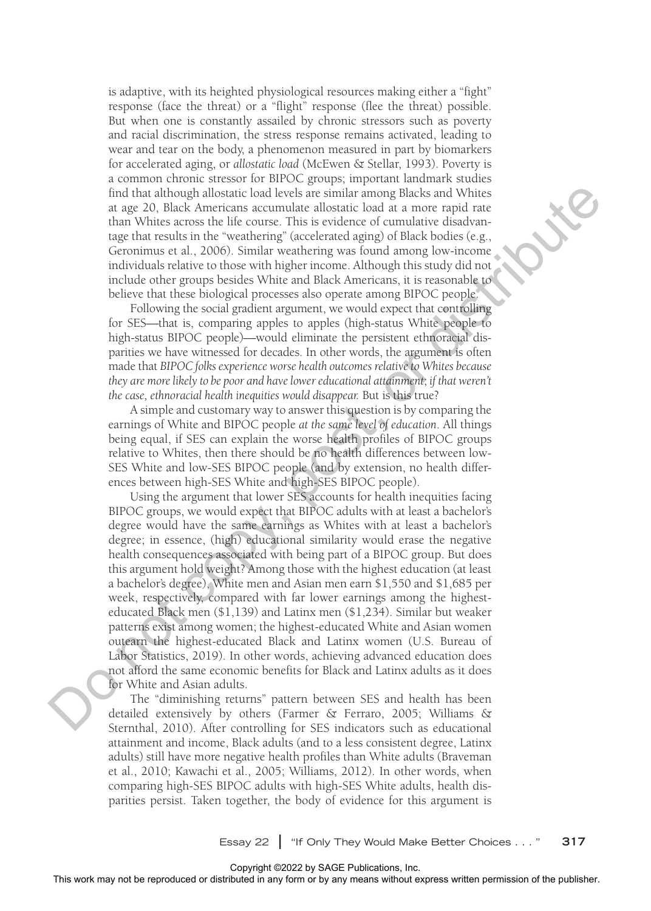is adaptive, with its heighted physiological resources making either a "fight" response (face the threat) or a "flight" response (flee the threat) possible. But when one is constantly assailed by chronic stressors such as poverty and racial discrimination, the stress response remains activated, leading to wear and tear on the body, a phenomenon measured in part by biomarkers for accelerated aging, or *allostatic load* (McEwen & Stellar, 1993). Poverty is a common chronic stressor for BIPOC groups; important landmark studies find that although allostatic load levels are similar among Blacks and Whites at age 20, Black Americans accumulate allostatic load at a more rapid rate than Whites across the life course. This is evidence of cumulative disadvantage that results in the "weathering" (accelerated aging) of Black bodies (e.g., Geronimus et al., 2006). Similar weathering was found among low-income individuals relative to those with higher income. Although this study did not include other groups besides White and Black Americans, it is reasonable to believe that these biological processes also operate among BIPOC people.

Following the social gradient argument, we would expect that controlling for SES—that is, comparing apples to apples (high-status White people to high-status BIPOC people)—would eliminate the persistent ethnoracial disparities we have witnessed for decades. In other words, the argument is often made that *BIPOC folks experience worse health outcomes relative to Whites because they are more likely to be poor and have lower educational attainment; if that weren't the case, ethnoracial health inequities would disappear.* But is this true?

A simple and customary way to answer this question is by comparing the earnings of White and BIPOC people *at the same level of education*. All things being equal, if SES can explain the worse health profiles of BIPOC groups relative to Whites, then there should be no health differences between low-SES White and low-SES BIPOC people (and by extension, no health differences between high-SES White and high-SES BIPOC people).

Using the argument that lower SES accounts for health inequities facing BIPOC groups, we would expect that BIPOC adults with at least a bachelor's degree would have the same earnings as Whites with at least a bachelor's degree; in essence, (high) educational similarity would erase the negative health consequences associated with being part of a BIPOC group. But does this argument hold weight? Among those with the highest education (at least a bachelor's degree), White men and Asian men earn $1,550 and $1,685 per week, respectively, compared with far lower earnings among the highest-educated Black men ($1,139) and Latinx men ($1,234). Similar but weaker patterns exist among women; the highest-educated White and Asian women outearn the highest-educated Black and Latinx women (U.S. Bureau of Labor Statistics, 2019). In other words, achieving advanced education does not afford the same economic benefits for Black and Latinx adults as it does for White and Asian adults.

The "diminishing returns" pattern between SES and health has been detailed extensively by others (Farmer & Ferraro, 2005; Williams & Sternthal, 2010). After controlling for SES indicators such as educational attainment and income, Black adults (and to a less consistent degree, Latinx adults) still have more negative health profiles than White adults (Braveman et al., 2010; Kawachi et al., 2005; Williams, 2012). In other words, when comparing high-SES BIPOC adults with high-SES White adults, health disparities persist. Taken together, the body of evidence for this argument is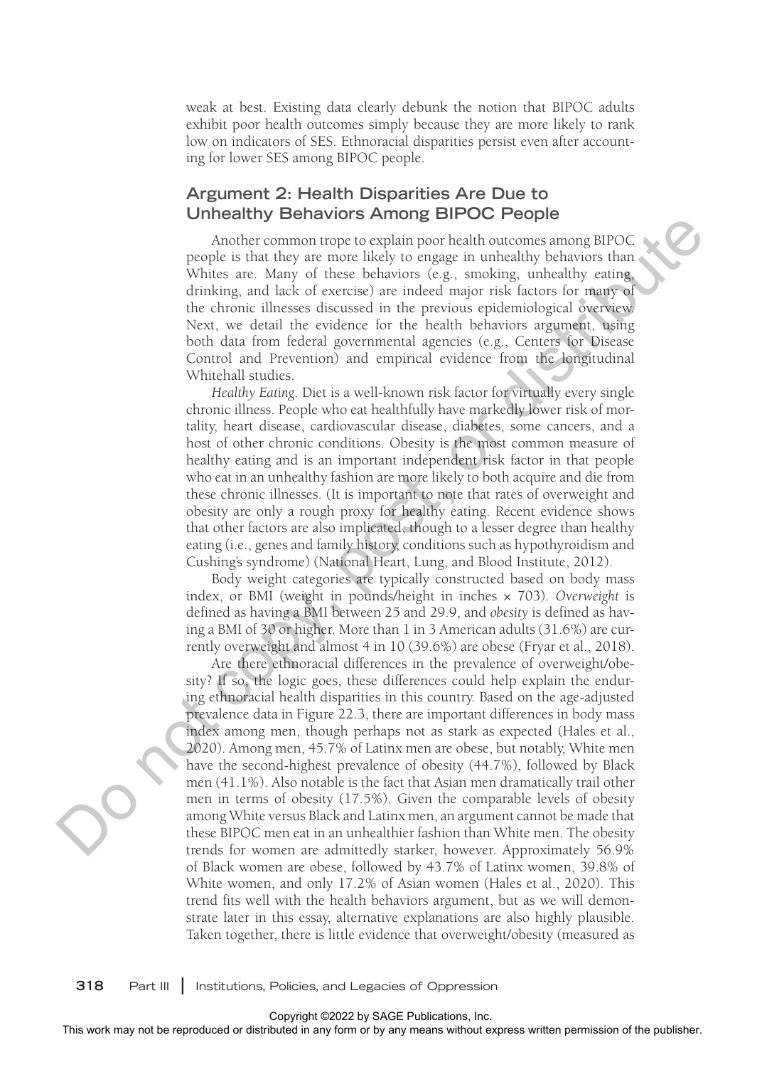weak at best. Existing data clearly debunk the notion that BIPOC adults exhibit poor health outcomes simply because they are more likely to rank low on indicators of SES. Ethnoracial disparities persist even after accounting for lower SES among BIPOC people.

## Argument 2: Health Disparities Are Due to Unhealthy Behaviors Among BIPOC People

Another common trope to explain poor health outcomes among BIPOC people is that they are more likely to engage in unhealthy behaviors than Whites are. Many of these behaviors (e.g., smoking, unhealthy eating, drinking, and lack of exercise) are indeed major risk factors for many of the chronic illnesses discussed in the previous epidemiological overview. Next, we detail the evidence for the health behaviors argument, using both data from federal governmental agencies (e.g., Centers for Disease Control and Prevention) and empirical evidence from the longitudinal Whitehall studies.

*Healthy Eating*. Diet is a well-known risk factor for virtually every single chronic illness. People who eat healthfully have markedly lower risk of mortality, heart disease, cardiovascular disease, diabetes, some cancers, and a host of other chronic conditions. Obesity is the most common measure of healthy eating and is an important independent risk factor in that people who eat in an unhealthy fashion are more likely to both acquire and die from these chronic illnesses. (It is important to note that rates of overweight and obesity are only a rough proxy for healthy eating. Recent evidence shows that other factors are also implicated, though to a lesser degree than healthy eating (i.e., genes and family history, conditions such as hypothyroidism and Cushing's syndrome) (National Heart, Lung, and Blood Institute, 2012).

Body weight categories are typically constructed based on body mass index, or BMI (weight in pounds/height in inches × 703). *Overweight* is defined as having a BMI between 25 and 29.9, and *obesity* is defined as having a BMI of 30 or higher. More than 1 in 3 American adults (31.6%) are currently overweight and almost 4 in 10 (39.6%) are obese (Fryar et al., 2018).

Are there ethnoracial differences in the prevalence of overweight/obesity? If so, the logic goes, these differences could help explain the enduring ethnoracial health disparities in this country. Based on the age-adjusted prevalence data in Figure 22.3, there are important differences in body mass index among men, though perhaps not as stark as expected (Hales et al., 2020). Among men, 45.7% of Latinx men are obese, but notably, White men have the second-highest prevalence of obesity (44.7%), followed by Black men (41.1%). Also notable is the fact that Asian men dramatically trail other men in terms of obesity (17.5%). Given the comparable levels of obesity among White versus Black and Latinx men, an argument cannot be made that these BIPOC men eat in an unhealthier fashion than White men. The obesity trends for women are admittedly starker, however. Approximately 56.9% of Black women are obese, followed by 43.7% of Latinx women, 39.8% of White women, and only 17.2% of Asian women (Hales et al., 2020). This trend fits well with the health behaviors argument, but as we will demonstrate later in this essay, alternative explanations are also highly plausible. Taken together, there is little evidence that overweight/obesity (measured as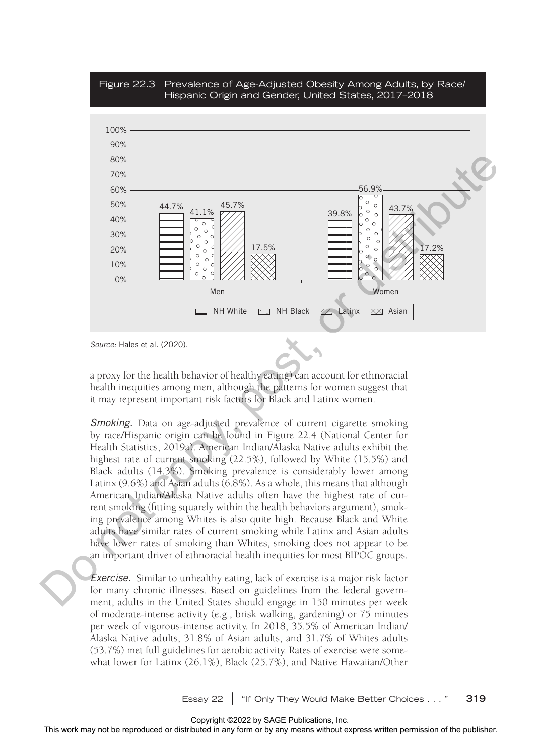Figure 22.3 Prevalence of Age-Adjusted Obesity Among Adults, by Race/Hispanic Origin and Gender, United States, 2017–2018

| | NH White | NH Black | Latinx | Asian |
|---|---|---|---|---|
| Men | 44.7% | 41.1% | 45.7% | 17.5% |
| Women | 39.8% | 56.9% | 43.7% | 17.2% |

*Source:* Hales et al. (2020).

a proxy for the health behavior of healthy eating) can account for ethnoracial health inequities among men, although the patterns for women suggest that it may represent important risk factors for Black and Latinx women.

*Smoking.* Data on age-adjusted prevalence of current cigarette smoking by race/Hispanic origin can be found in Figure 22.4 (National Center for Health Statistics, 2019a). American Indian/Alaska Native adults exhibit the highest rate of current smoking (22.5%), followed by White (15.5%) and Black adults (14.3%). Smoking prevalence is considerably lower among Latinx (9.6%) and Asian adults (6.8%). As a whole, this means that although American Indian/Alaska Native adults often have the highest rate of current smoking (fitting squarely within the health behaviors argument), smoking prevalence among Whites is also quite high. Because Black and White adults have similar rates of current smoking while Latinx and Asian adults have lower rates of smoking than Whites, smoking does not appear to be an important driver of ethnoracial health inequities for most BIPOC groups.

*Exercise.* Similar to unhealthy eating, lack of exercise is a major risk factor for many chronic illnesses. Based on guidelines from the federal government, adults in the United States should engage in 150 minutes per week of moderate-intense activity (e.g., brisk walking, gardening) or 75 minutes per week of vigorous-intense activity. In 2018, 35.5% of American Indian/Alaska Native adults, 31.8% of Asian adults, and 31.7% of Whites adults (53.7%) met full guidelines for aerobic activity. Rates of exercise were somewhat lower for Latinx (26.1%), Black (25.7%), and Native Hawaiian/Other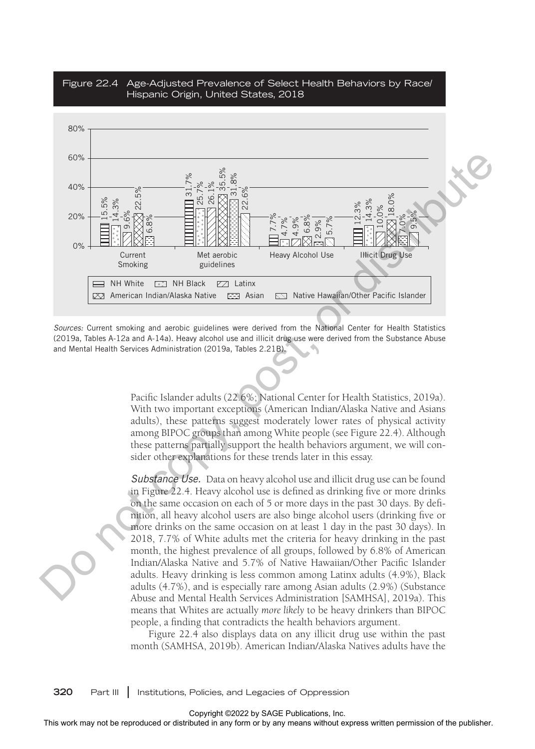Figure 22.4 Age-Adjusted Prevalence of Select Health Behaviors by Race/Hispanic Origin, United States, 2018

| | NH White | NH Black | Latinx | American Indian/Alaska Native | Asian | Native Hawaiian/Other Pacific Islander |
|---|---|---|---|---|---|---|
| Current Smoking | 15.5% | 14.3% | 9.6% | 22.5% | 6.8% | |
| Met aerobic guidelines | 31.7% | 25.7% | 26.1% | 35.5% | 31.8% | 22.6% |
| Heavy Alcohol Use | 7.7% | 4.7% | 4.9% | 6.8% | 2.9% | 5.7% |
| Illicit Drug Use | 12.3% | 14.3% | 10.0% | 18.0% | 7.0% | 9.5% |

*Sources:* Current smoking and aerobic guidelines were derived from the National Center for Health Statistics (2019a, Tables A-12a and A-14a). Heavy alcohol use and illicit drug use were derived from the Substance Abuse and Mental Health Services Administration (2019a, Tables 2.21B).

Pacific Islander adults (22.6%; National Center for Health Statistics, 2019a). With two important exceptions (American Indian/Alaska Native and Asians adults), these patterns suggest moderately lower rates of physical activity among BIPOC groups than among White people (see Figure 22.4). Although these patterns partially support the health behaviors argument, we will consider other explanations for these trends later in this essay.

*Substance Use.* Data on heavy alcohol use and illicit drug use can be found in Figure 22.4. Heavy alcohol use is defined as drinking five or more drinks on the same occasion on each of 5 or more days in the past 30 days. By definition, all heavy alcohol users are also binge alcohol users (drinking five or more drinks on the same occasion on at least 1 day in the past 30 days). In 2018, 7.7% of White adults met the criteria for heavy drinking in the past month, the highest prevalence of all groups, followed by 6.8% of American Indian/Alaska Native and 5.7% of Native Hawaiian/Other Pacific Islander adults. Heavy drinking is less common among Latinx adults (4.9%), Black adults (4.7%), and is especially rare among Asian adults (2.9%) (Substance Abuse and Mental Health Services Administration [SAMHSA], 2019a). This means that Whites are actually *more likely* to be heavy drinkers than BIPOC people, a finding that contradicts the health behaviors argument.

Figure 22.4 also displays data on any illicit drug use within the past month (SAMHSA, 2019b). American Indian/Alaska Natives adults have the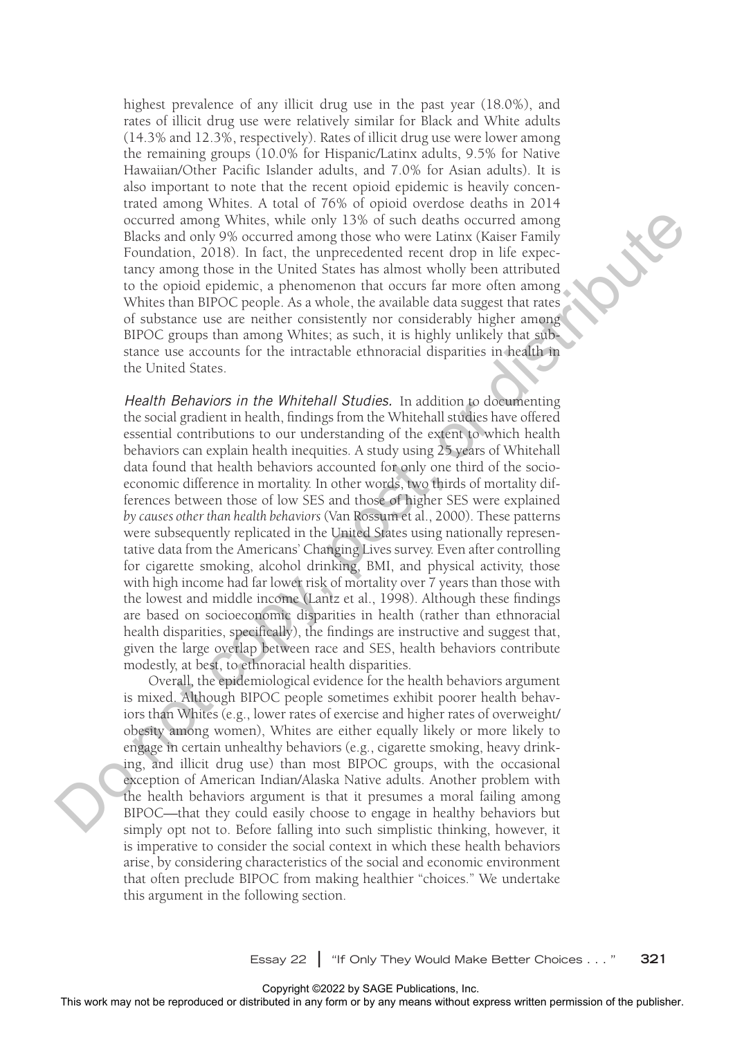highest prevalence of any illicit drug use in the past year (18.0%), and rates of illicit drug use were relatively similar for Black and White adults (14.3% and 12.3%, respectively). Rates of illicit drug use were lower among the remaining groups (10.0% for Hispanic/Latinx adults, 9.5% for Native Hawaiian/Other Pacific Islander adults, and 7.0% for Asian adults). It is also important to note that the recent opioid epidemic is heavily concentrated among Whites. A total of 76% of opioid overdose deaths in 2014 occurred among Whites, while only 13% of such deaths occurred among Blacks and only 9% occurred among those who were Latinx (Kaiser Family Foundation, 2018). In fact, the unprecedented recent drop in life expectancy among those in the United States has almost wholly been attributed to the opioid epidemic, a phenomenon that occurs far more often among Whites than BIPOC people. As a whole, the available data suggest that rates of substance use are neither consistently nor considerably higher among BIPOC groups than among Whites; as such, it is highly unlikely that substance use accounts for the intractable ethnoracial disparities in health in the United States.

*Health Behaviors in the Whitehall Studies.* In addition to documenting the social gradient in health, findings from the Whitehall studies have offered essential contributions to our understanding of the extent to which health behaviors can explain health inequities. A study using 25 years of Whitehall data found that health behaviors accounted for only one third of the socioeconomic difference in mortality. In other words, two thirds of mortality differences between those of low SES and those of higher SES were explained *by causes other than health behaviors* (Van Rossum et al., 2000). These patterns were subsequently replicated in the United States using nationally representative data from the Americans' Changing Lives survey. Even after controlling for cigarette smoking, alcohol drinking, BMI, and physical activity, those with high income had far lower risk of mortality over 7 years than those with the lowest and middle income (Lantz et al., 1998). Although these findings are based on socioeconomic disparities in health (rather than ethnoracial health disparities, specifically), the findings are instructive and suggest that, given the large overlap between race and SES, health behaviors contribute modestly, at best, to ethnoracial health disparities.

Overall, the epidemiological evidence for the health behaviors argument is mixed. Although BIPOC people sometimes exhibit poorer health behaviors than Whites (e.g., lower rates of exercise and higher rates of overweight/obesity among women), Whites are either equally likely or more likely to engage in certain unhealthy behaviors (e.g., cigarette smoking, heavy drinking, and illicit drug use) than most BIPOC groups, with the occasional exception of American Indian/Alaska Native adults. Another problem with the health behaviors argument is that it presumes a moral failing among BIPOC—that they could easily choose to engage in healthy behaviors but simply opt not to. Before falling into such simplistic thinking, however, it is imperative to consider the social context in which these health behaviors arise, by considering characteristics of the social and economic environment that often preclude BIPOC from making healthier "choices." We undertake this argument in the following section.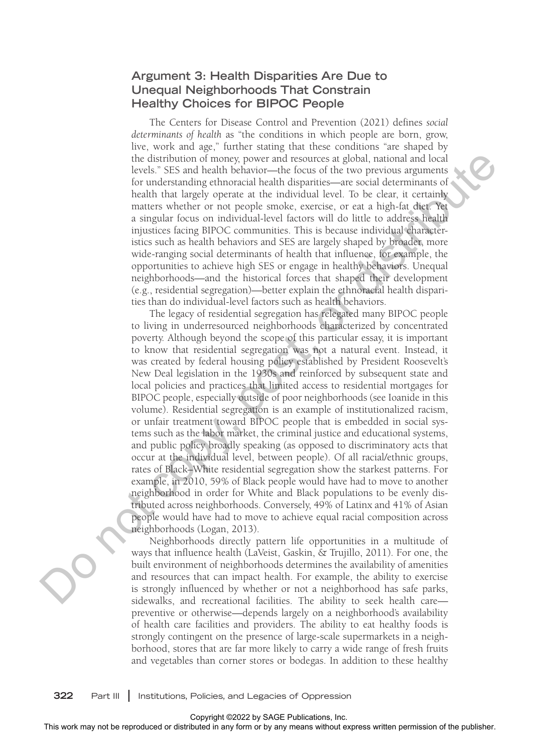## Argument 3: Health Disparities Are Due to Unequal Neighborhoods That Constrain Healthy Choices for BIPOC People

The Centers for Disease Control and Prevention (2021) defines *social determinants of health* as "the conditions in which people are born, grow, live, work and age," further stating that these conditions "are shaped by the distribution of money, power and resources at global, national and local levels." SES and health behavior—the focus of the two previous arguments for understanding ethnoracial health disparities—are social determinants of health that largely operate at the individual level. To be clear, it certainly matters whether or not people smoke, exercise, or eat a high-fat diet. Yet a singular focus on individual-level factors will do little to address health injustices facing BIPOC communities. This is because individual characteristics such as health behaviors and SES are largely shaped by broader, more wide-ranging social determinants of health that influence, for example, the opportunities to achieve high SES or engage in healthy behaviors. Unequal neighborhoods—and the historical forces that shaped their development (e.g., residential segregation)—better explain the ethnoracial health disparities than do individual-level factors such as health behaviors.

The legacy of residential segregation has relegated many BIPOC people to living in underresourced neighborhoods characterized by concentrated poverty. Although beyond the scope of this particular essay, it is important to know that residential segregation was not a natural event. Instead, it was created by federal housing policy established by President Roosevelt's New Deal legislation in the 1930s and reinforced by subsequent state and local policies and practices that limited access to residential mortgages for BIPOC people, especially outside of poor neighborhoods (see Ioanide in this volume). Residential segregation is an example of institutionalized racism, or unfair treatment toward BIPOC people that is embedded in social systems such as the labor market, the criminal justice and educational systems, and public policy broadly speaking (as opposed to discriminatory acts that occur at the individual level, between people). Of all racial/ethnic groups, rates of Black–White residential segregation show the starkest patterns. For example, in 2010, 59% of Black people would have had to move to another neighborhood in order for White and Black populations to be evenly distributed across neighborhoods. Conversely, 49% of Latinx and 41% of Asian people would have had to move to achieve equal racial composition across neighborhoods (Logan, 2013).

Neighborhoods directly pattern life opportunities in a multitude of ways that influence health (LaVeist, Gaskin, & Trujillo, 2011). For one, the built environment of neighborhoods determines the availability of amenities and resources that can impact health. For example, the ability to exercise is strongly influenced by whether or not a neighborhood has safe parks, sidewalks, and recreational facilities. The ability to seek health care—preventive or otherwise—depends largely on a neighborhood's availability of health care facilities and providers. The ability to eat healthy foods is strongly contingent on the presence of large-scale supermarkets in a neighborhood, stores that are far more likely to carry a wide range of fresh fruits and vegetables than corner stores or bodegas. In addition to these healthy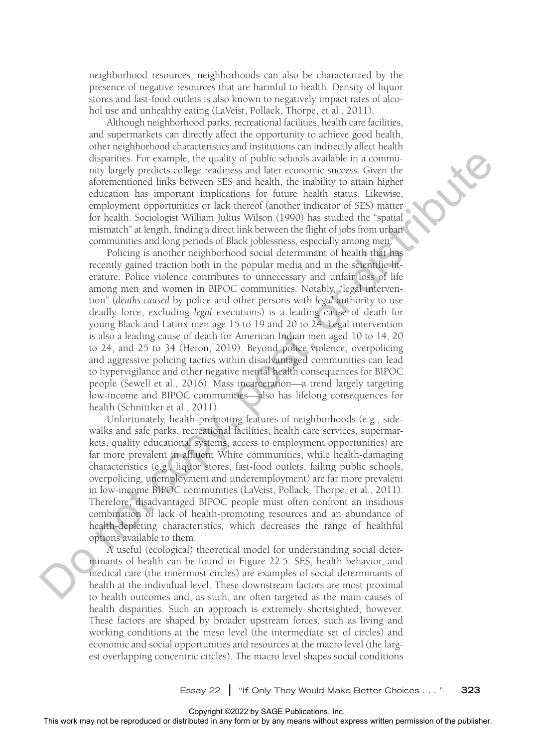neighborhood resources, neighborhoods can also be characterized by the presence of negative resources that are harmful to health. Density of liquor stores and fast-food outlets is also known to negatively impact rates of alcohol use and unhealthy eating (LaVeist, Pollack, Thorpe, et al., 2011).

Although neighborhood parks, recreational facilities, health care facilities, and supermarkets can directly affect the opportunity to achieve good health, other neighborhood characteristics and institutions can indirectly affect health disparities. For example, the quality of public schools available in a community largely predicts college readiness and later economic success. Given the aforementioned links between SES and health, the inability to attain higher education has important implications for future health status. Likewise, employment opportunities or lack thereof (another indicator of SES) matter for health. Sociologist William Julius Wilson (1990) has studied the "spatial mismatch" at length, finding a direct link between the flight of jobs from urban communities and long periods of Black joblessness, especially among men.

Policing is another neighborhood social determinant of health that has recently gained traction both in the popular media and in the scientific literature. Police violence contributes to unnecessary and unfair loss of life among men and women in BIPOC communities. Notably, "legal intervention" (*deaths caused* by police and other persons with *legal* authority to use deadly force, excluding *legal* executions) is a leading cause of death for young Black and Latinx men age 15 to 19 and 20 to 24. Legal intervention is also a leading cause of death for American Indian men aged 10 to 14, 20 to 24, and 25 to 34 (Heron, 2019). Beyond police violence, overpolicing and aggressive policing tactics within disadvantaged communities can lead to hypervigilance and other negative mental health consequences for BIPOC people (Sewell et al., 2016). Mass incarceration—a trend largely targeting low-income and BIPOC communities—also has lifelong consequences for health (Schnittker et al., 2011).

Unfortunately, health-promoting features of neighborhoods (e.g., sidewalks and safe parks, recreational facilities, health care services, supermarkets, quality educational systems, access to employment opportunities) are far more prevalent in affluent White communities, while health-damaging characteristics (e.g., liquor stores, fast-food outlets, failing public schools, overpolicing, unemployment and underemployment) are far more prevalent in low-income BIPOC communities (LaVeist, Pollack, Thorpe, et al., 2011). Therefore, disadvantaged BIPOC people must often confront an insidious combination of lack of health-promoting resources and an abundance of health-depleting characteristics, which decreases the range of healthful options available to them.

A useful (ecological) theoretical model for understanding social determinants of health can be found in Figure 22.5. SES, health behavior, and medical care (the innermost circles) are examples of social determinants of health at the individual level. These downstream factors are most proximal to health outcomes and, as such, are often targeted as the main causes of health disparities. Such an approach is extremely shortsighted, however. These factors are shaped by broader upstream forces, such as living and working conditions at the meso level (the intermediate set of circles) and economic and social opportunities and resources at the macro level (the largest overlapping concentric circles). The macro level shapes social conditions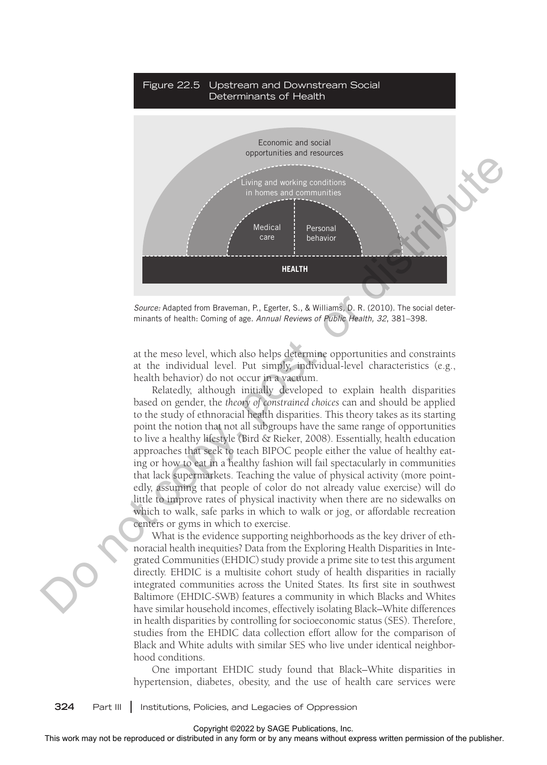Figure 22.5 Upstream and Downstream Social Determinants of Health

Economic and social opportunities and resources

Living and working conditions in homes and communities

Medical care

Personal behavior

HEALTH

*Source:* Adapted from Braveman, P., Egerter, S., & Williams, D. R. (2010). The social determinants of health: Coming of age. *Annual Reviews of Public Health, 32*, 381–398.

at the meso level, which also helps determine opportunities and constraints at the individual level. Put simply, individual-level characteristics (e.g., health behavior) do not occur in a vacuum.

Relatedly, although initially developed to explain health disparities based on gender, the *theory of constrained choices* can and should be applied to the study of ethnoracial health disparities. This theory takes as its starting point the notion that not all subgroups have the same range of opportunities to live a healthy lifestyle (Bird & Rieker, 2008). Essentially, health education approaches that seek to teach BIPOC people either the value of healthy eating or how to eat in a healthy fashion will fail spectacularly in communities that lack supermarkets. Teaching the value of physical activity (more pointedly, assuming that people of color do not already value exercise) will do little to improve rates of physical inactivity when there are no sidewalks on which to walk, safe parks in which to walk or jog, or affordable recreation centers or gyms in which to exercise.

What is the evidence supporting neighborhoods as the key driver of ethnoracial health inequities? Data from the Exploring Health Disparities in Integrated Communities (EHDIC) study provide a prime site to test this argument directly. EHDIC is a multisite cohort study of health disparities in racially integrated communities across the United States. Its first site in southwest Baltimore (EHDIC-SWB) features a community in which Blacks and Whites have similar household incomes, effectively isolating Black–White differences in health disparities by controlling for socioeconomic status (SES). Therefore, studies from the EHDIC data collection effort allow for the comparison of Black and White adults with similar SES who live under identical neighborhood conditions.

One important EHDIC study found that Black–White disparities in hypertension, diabetes, obesity, and the use of health care services were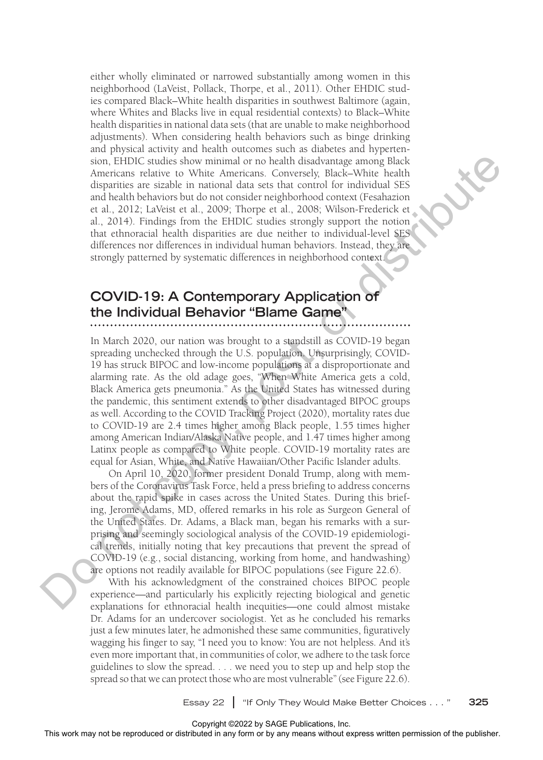either wholly eliminated or narrowed substantially among women in this neighborhood (LaVeist, Pollack, Thorpe, et al., 2011). Other EHDIC studies compared Black–White health disparities in southwest Baltimore (again, where Whites and Blacks live in equal residential contexts) to Black–White health disparities in national data sets (that are unable to make neighborhood adjustments). When considering health behaviors such as binge drinking and physical activity and health outcomes such as diabetes and hypertension, EHDIC studies show minimal or no health disadvantage among Black Americans relative to White Americans. Conversely, Black–White health disparities are sizable in national data sets that control for individual SES and health behaviors but do not consider neighborhood context (Fesahazion et al., 2012; LaVeist et al., 2009; Thorpe et al., 2008; Wilson-Frederick et al., 2014). Findings from the EHDIC studies strongly support the notion that ethnoracial health disparities are due neither to individual-level SES differences nor differences in individual human behaviors. Instead, they are strongly patterned by systematic differences in neighborhood context.

## COVID-19: A Contemporary Application of the Individual Behavior "Blame Game"

In March 2020, our nation was brought to a standstill as COVID-19 began spreading unchecked through the U.S. population. Unsurprisingly, COVID-19 has struck BIPOC and low-income populations at a disproportionate and alarming rate. As the old adage goes, "When White America gets a cold, Black America gets pneumonia." As the United States has witnessed during the pandemic, this sentiment extends to other disadvantaged BIPOC groups as well. According to the COVID Tracking Project (2020), mortality rates due to COVID-19 are 2.4 times higher among Black people, 1.55 times higher among American Indian/Alaska Native people, and 1.47 times higher among Latinx people as compared to White people. COVID-19 mortality rates are equal for Asian, White, and Native Hawaiian/Other Pacific Islander adults.

On April 10, 2020, former president Donald Trump, along with members of the Coronavirus Task Force, held a press briefing to address concerns about the rapid spike in cases across the United States. During this briefing, Jerome Adams, MD, offered remarks in his role as Surgeon General of the United States. Dr. Adams, a Black man, began his remarks with a surprising and seemingly sociological analysis of the COVID-19 epidemiological trends, initially noting that key precautions that prevent the spread of COVID-19 (e.g., social distancing, working from home, and handwashing) are options not readily available for BIPOC populations (see Figure 22.6).

With his acknowledgment of the constrained choices BIPOC people experience—and particularly his explicitly rejecting biological and genetic explanations for ethnoracial health inequities—one could almost mistake Dr. Adams for an undercover sociologist. Yet as he concluded his remarks just a few minutes later, he admonished these same communities, figuratively wagging his finger to say, "I need you to know: You are not helpless. And it's even more important that, in communities of color, we adhere to the task force guidelines to slow the spread. . . . we need you to step up and help stop the spread so that we can protect those who are most vulnerable" (see Figure 22.6).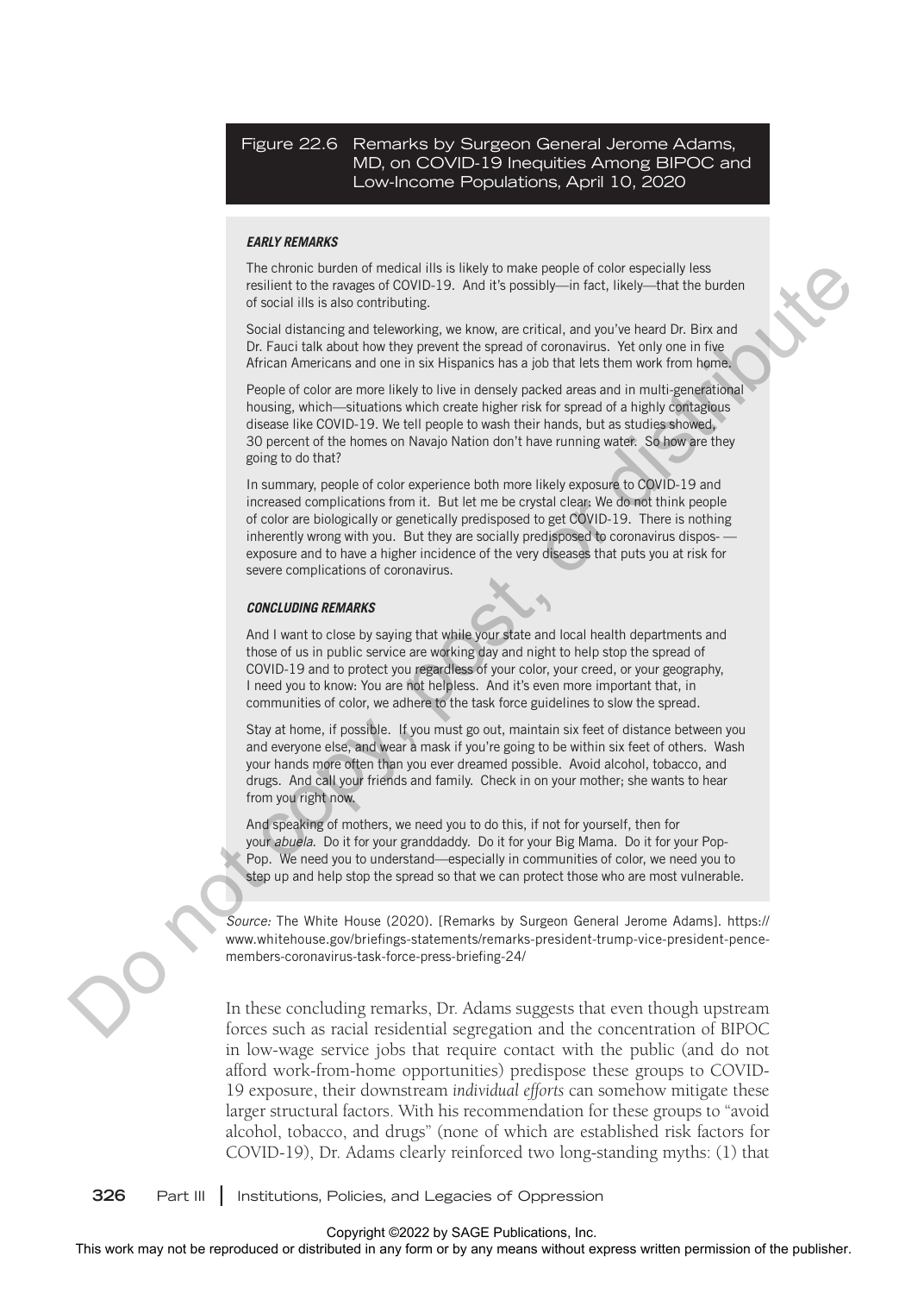Figure 22.6 Remarks by Surgeon General Jerome Adams, MD, on COVID-19 Inequities Among BIPOC and Low-Income Populations, April 10, 2020

***EARLY REMARKS***

The chronic burden of medical ills is likely to make people of color especially less resilient to the ravages of COVID-19. And it's possibly—in fact, likely—that the burden of social ills is also contributing.

Social distancing and teleworking, we know, are critical, and you've heard Dr. Birx and Dr. Fauci talk about how they prevent the spread of coronavirus. Yet only one in five African Americans and one in six Hispanics has a job that lets them work from home.

People of color are more likely to live in densely packed areas and in multi-generational housing, which—situations which create higher risk for spread of a highly contagious disease like COVID-19. We tell people to wash their hands, but as studies showed, 30 percent of the homes on Navajo Nation don't have running water. So how are they going to do that?

In summary, people of color experience both more likely exposure to COVID-19 and increased complications from it. But let me be crystal clear: We do not think people of color are biologically or genetically predisposed to get COVID-19. There is nothing inherently wrong with you. But they are socially predisposed to coronavirus dispos- — exposure and to have a higher incidence of the very diseases that puts you at risk for severe complications of coronavirus.

***CONCLUDING REMARKS***

And I want to close by saying that while your state and local health departments and those of us in public service are working day and night to help stop the spread of COVID-19 and to protect you regardless of your color, your creed, or your geography, I need you to know: You are not helpless. And it's even more important that, in communities of color, we adhere to the task force guidelines to slow the spread.

Stay at home, if possible. If you must go out, maintain six feet of distance between you and everyone else, and wear a mask if you're going to be within six feet of others. Wash your hands more often than you ever dreamed possible. Avoid alcohol, tobacco, and drugs. And call your friends and family. Check in on your mother; she wants to hear from you right now.

And speaking of mothers, we need you to do this, if not for yourself, then for your *abuela*. Do it for your granddaddy. Do it for your Big Mama. Do it for your Pop-Pop. We need you to understand—especially in communities of color, we need you to step up and help stop the spread so that we can protect those who are most vulnerable.

*Source:* The White House (2020). [Remarks by Surgeon General Jerome Adams]. https://www.whitehouse.gov/briefings-statements/remarks-president-trump-vice-president-pence-members-coronavirus-task-force-press-briefing-24/

In these concluding remarks, Dr. Adams suggests that even though upstream forces such as racial residential segregation and the concentration of BIPOC in low-wage service jobs that require contact with the public (and do not afford work-from-home opportunities) predispose these groups to COVID-19 exposure, their downstream *individual efforts* can somehow mitigate these larger structural factors. With his recommendation for these groups to "avoid alcohol, tobacco, and drugs" (none of which are established risk factors for COVID-19), Dr. Adams clearly reinforced two long-standing myths: (1) that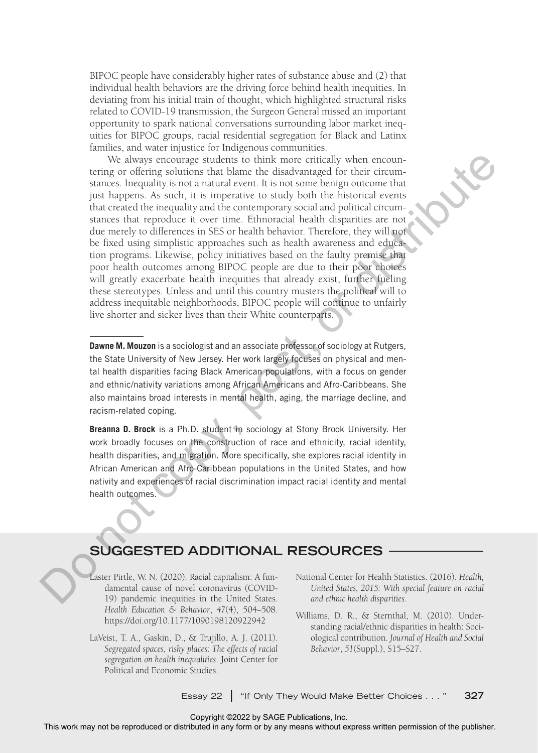BIPOC people have considerably higher rates of substance abuse and (2) that individual health behaviors are the driving force behind health inequities. In deviating from his initial train of thought, which highlighted structural risks related to COVID-19 transmission, the Surgeon General missed an important opportunity to spark national conversations surrounding labor market inequities for BIPOC groups, racial residential segregation for Black and Latinx families, and water injustice for Indigenous communities.

We always encourage students to think more critically when encountering or offering solutions that blame the disadvantaged for their circumstances. Inequality is not a natural event. It is not some benign outcome that just happens. As such, it is imperative to study both the historical events that created the inequality and the contemporary social and political circumstances that reproduce it over time. Ethnoracial health disparities are not due merely to differences in SES or health behavior. Therefore, they will not be fixed using simplistic approaches such as health awareness and education programs. Likewise, policy initiatives based on the faulty premise that poor health outcomes among BIPOC people are due to their poor choices will greatly exacerbate health inequities that already exist, further fueling these stereotypes. Unless and until this country musters the political will to address inequitable neighborhoods, BIPOC people will continue to unfairly live shorter and sicker lives than their White counterparts.

---

**Dawne M. Mouzon** is a sociologist and an associate professor of sociology at Rutgers, the State University of New Jersey. Her work largely focuses on physical and mental health disparities facing Black American populations, with a focus on gender and ethnic/nativity variations among African Americans and Afro-Caribbeans. She also maintains broad interests in mental health, aging, the marriage decline, and racism-related coping.

**Breanna D. Brock** is a Ph.D. student in sociology at Stony Brook University. Her work broadly focuses on the construction of race and ethnicity, racial identity, health disparities, and migration. More specifically, she explores racial identity in African American and Afro-Caribbean populations in the United States, and how nativity and experiences of racial discrimination impact racial identity and mental health outcomes.

## SUGGESTED ADDITIONAL RESOURCES

Laster Pirtle, W. N. (2020). Racial capitalism: A fundamental cause of novel coronavirus (COVID-19) pandemic inequities in the United States. *Health Education & Behavior*, *47*(4), 504–508. https://doi.org/10.1177/1090198120922942

LaVeist, T. A., Gaskin, D., & Trujillo, A. J. (2011). *Segregated spaces, risky places: The effects of racial segregation on health inequalities*. Joint Center for Political and Economic Studies.

National Center for Health Statistics. (2016). *Health, United States, 2015: With special feature on racial and ethnic health disparities*.

Williams, D. R., & Sternthal, M. (2010). Understanding racial/ethnic disparities in health: Sociological contribution. *Journal of Health and Social Behavior*, *51*(Suppl.), S15–S27.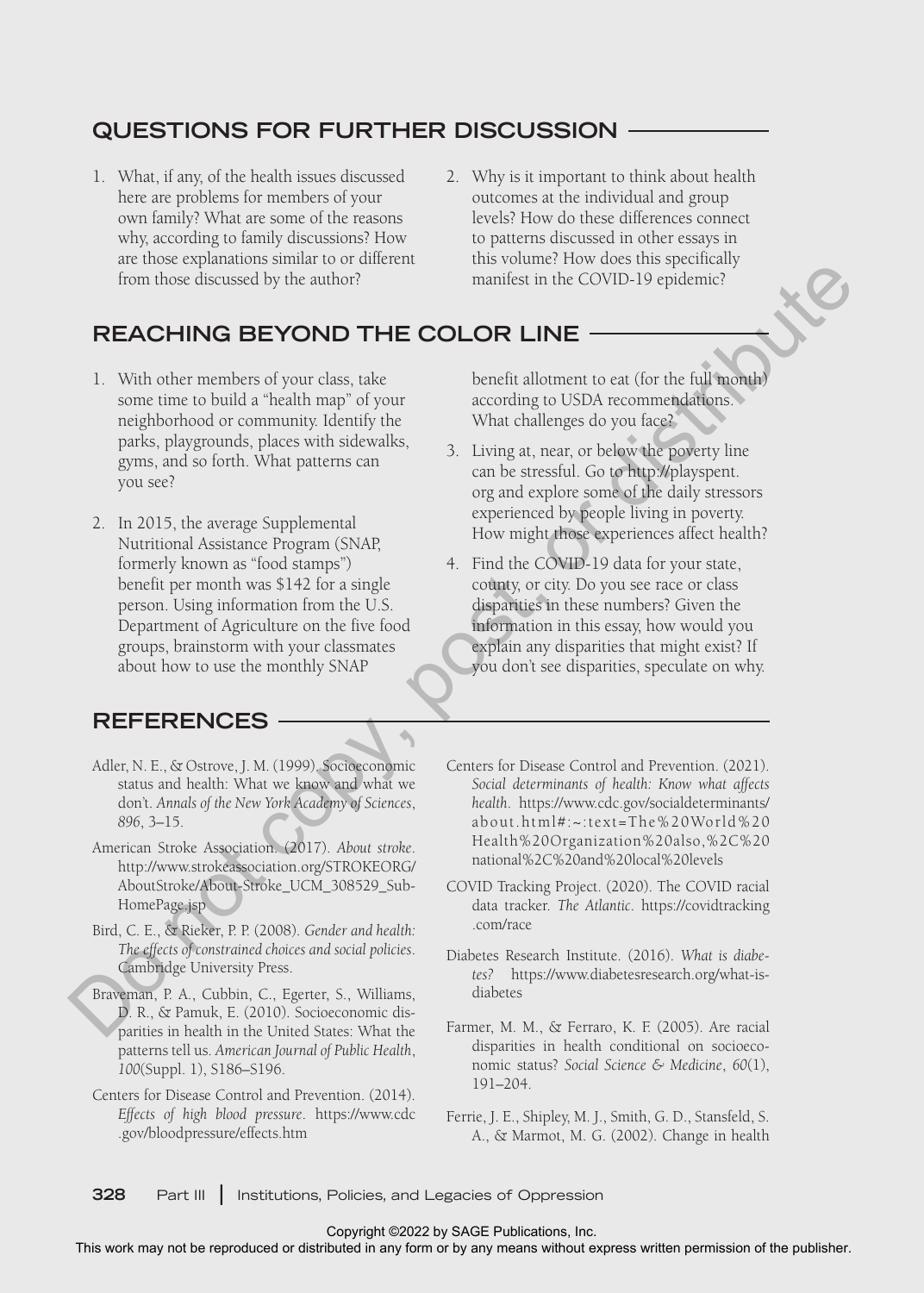## QUESTIONS FOR FURTHER DISCUSSION

1. What, if any, of the health issues discussed here are problems for members of your own family? What are some of the reasons why, according to family discussions? How are those explanations similar to or different from those discussed by the author?
2. Why is it important to think about health outcomes at the individual and group levels? How do these differences connect to patterns discussed in other essays in this volume? How does this specifically manifest in the COVID-19 epidemic?

## REACHING BEYOND THE COLOR LINE

1. With other members of your class, take some time to build a "health map" of your neighborhood or community. Identify the parks, playgrounds, places with sidewalks, gyms, and so forth. What patterns can you see?
2. In 2015, the average Supplemental Nutritional Assistance Program (SNAP, formerly known as "food stamps") benefit per month was $142 for a single person. Using information from the U.S. Department of Agriculture on the five food groups, brainstorm with your classmates about how to use the monthly SNAP benefit allotment to eat (for the full month) according to USDA recommendations. What challenges do you face?
3. Living at, near, or below the poverty line can be stressful. Go to http://playspent.org and explore some of the daily stressors experienced by people living in poverty. How might those experiences affect health?
4. Find the COVID-19 data for your state, county, or city. Do you see race or class disparities in these numbers? Given the information in this essay, how would you explain any disparities that might exist? If you don't see disparities, speculate on why.

## REFERENCES

Adler, N. E., & Ostrove, J. M. (1999). Socioeconomic status and health: What we know and what we don't. *Annals of the New York Academy of Sciences*, *896*, 3–15.

American Stroke Association. (2017). *About stroke*. http://www.strokeassociation.org/STROKEORG/AboutStroke/About-Stroke_UCM_308529_SubHomePage.jsp

Bird, C. E., & Rieker, P. P. (2008). *Gender and health: The effects of constrained choices and social policies*. Cambridge University Press.

Braveman, P. A., Cubbin, C., Egerter, S., Williams, D. R., & Pamuk, E. (2010). Socioeconomic disparities in health in the United States: What the patterns tell us. *American Journal of Public Health*, *100*(Suppl. 1), S186–S196.

Centers for Disease Control and Prevention. (2014). *Effects of high blood pressure*. https://www.cdc.gov/bloodpressure/effects.htm

Centers for Disease Control and Prevention. (2021). *Social determinants of health: Know what affects health*. https://www.cdc.gov/socialdeterminants/about.html#:~:text=The%20World%20Health%20Organization%20also,%2C%20national%2C%20and%20local%20levels

COVID Tracking Project. (2020). The COVID racial data tracker. *The Atlantic*. https://covidtracking.com/race

Diabetes Research Institute. (2016). *What is diabetes?* https://www.diabetesresearch.org/what-is-diabetes

Farmer, M. M., & Ferraro, K. F. (2005). Are racial disparities in health conditional on socioeconomic status? *Social Science & Medicine*, *60*(1), 191–204.

Ferrie, J. E., Shipley, M. J., Smith, G. D., Stansfeld, S. A., & Marmot, M. G. (2002). Change in health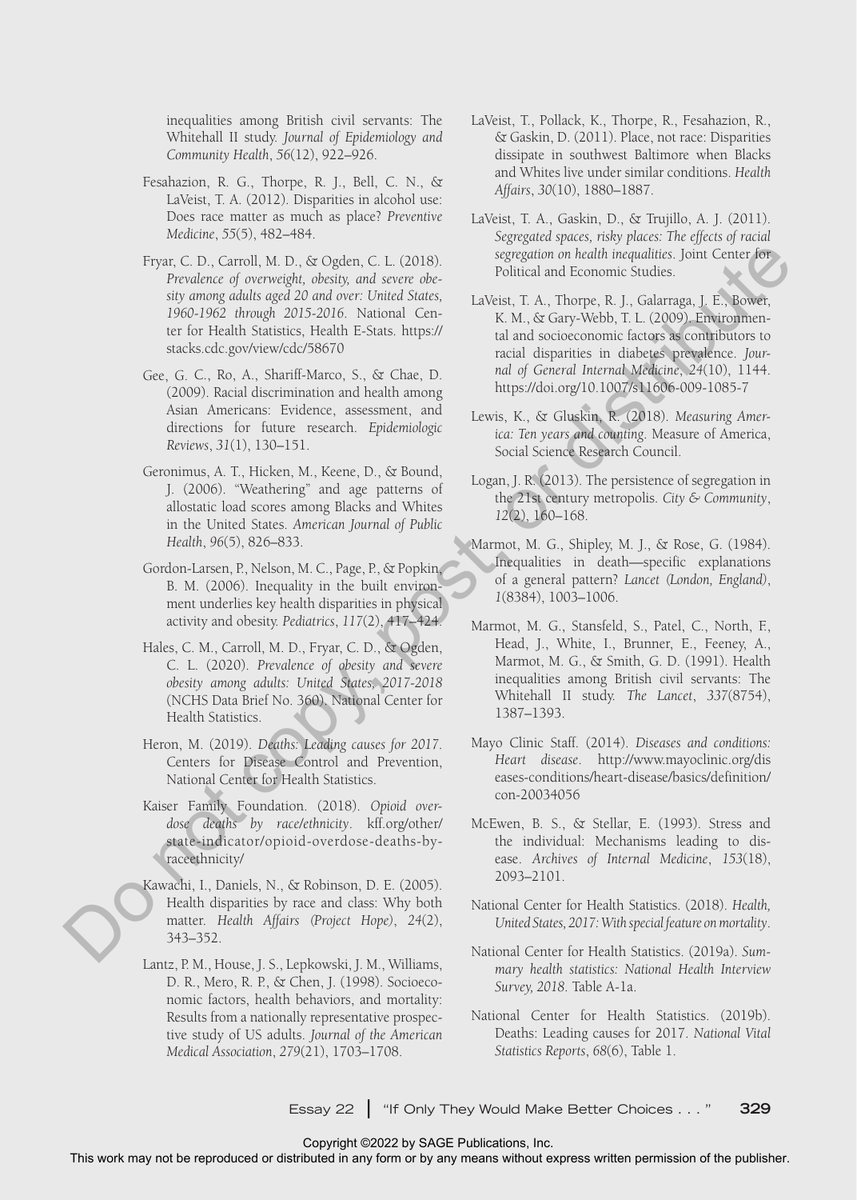inequalities among British civil servants: The Whitehall II study. *Journal of Epidemiology and Community Health*, *56*(12), 922–926.

Fesahazion, R. G., Thorpe, R. J., Bell, C. N., & LaVeist, T. A. (2012). Disparities in alcohol use: Does race matter as much as place? *Preventive Medicine*, *55*(5), 482–484.

Fryar, C. D., Carroll, M. D., & Ogden, C. L. (2018). *Prevalence of overweight, obesity, and severe obesity among adults aged 20 and over: United States, 1960-1962 through 2015-2016*. National Center for Health Statistics, Health E-Stats. https://stacks.cdc.gov/view/cdc/58670

Gee, G. C., Ro, A., Shariff-Marco, S., & Chae, D. (2009). Racial discrimination and health among Asian Americans: Evidence, assessment, and directions for future research. *Epidemiologic Reviews*, *31*(1), 130–151.

Geronimus, A. T., Hicken, M., Keene, D., & Bound, J. (2006). "Weathering" and age patterns of allostatic load scores among Blacks and Whites in the United States. *American Journal of Public Health*, *96*(5), 826–833.

Gordon-Larsen, P., Nelson, M. C., Page, P., & Popkin, B. M. (2006). Inequality in the built environment underlies key health disparities in physical activity and obesity. *Pediatrics*, *117*(2), 417–424.

Hales, C. M., Carroll, M. D., Fryar, C. D., & Ogden, C. L. (2020). *Prevalence of obesity and severe obesity among adults: United States, 2017-2018* (NCHS Data Brief No. 360). National Center for Health Statistics.

Heron, M. (2019). *Deaths: Leading causes for 2017*. Centers for Disease Control and Prevention, National Center for Health Statistics.

Kaiser Family Foundation. (2018). *Opioid overdose deaths by race/ethnicity*. kff.org/other/state-indicator/opioid-overdose-deaths-by-raceethnicity/

Kawachi, I., Daniels, N., & Robinson, D. E. (2005). Health disparities by race and class: Why both matter. *Health Affairs (Project Hope)*, *24*(2), 343–352.

Lantz, P. M., House, J. S., Lepkowski, J. M., Williams, D. R., Mero, R. P., & Chen, J. (1998). Socioeconomic factors, health behaviors, and mortality: Results from a nationally representative prospective study of US adults. *Journal of the American Medical Association*, *279*(21), 1703–1708.

LaVeist, T., Pollack, K., Thorpe, R., Fesahazion, R., & Gaskin, D. (2011). Place, not race: Disparities dissipate in southwest Baltimore when Blacks and Whites live under similar conditions. *Health Affairs*, *30*(10), 1880–1887.

LaVeist, T. A., Gaskin, D., & Trujillo, A. J. (2011). *Segregated spaces, risky places: The effects of racial segregation on health inequalities*. Joint Center for Political and Economic Studies.

LaVeist, T. A., Thorpe, R. J., Galarraga, J. E., Bower, K. M., & Gary-Webb, T. L. (2009). Environmental and socioeconomic factors as contributors to racial disparities in diabetes prevalence. *Journal of General Internal Medicine*, *24*(10), 1144. https://doi.org/10.1007/s11606-009-1085-7

Lewis, K., & Gluskin, R. (2018). *Measuring America: Ten years and counting*. Measure of America, Social Science Research Council.

Logan, J. R. (2013). The persistence of segregation in the 21st century metropolis. *City & Community*, *12*(2), 160–168.

Marmot, M. G., Shipley, M. J., & Rose, G. (1984). Inequalities in death—specific explanations of a general pattern? *Lancet (London, England)*, *1*(8384), 1003–1006.

Marmot, M. G., Stansfeld, S., Patel, C., North, F., Head, J., White, I., Brunner, E., Feeney, A., Marmot, M. G., & Smith, G. D. (1991). Health inequalities among British civil servants: The Whitehall II study. *The Lancet*, *337*(8754), 1387–1393.

Mayo Clinic Staff. (2014). *Diseases and conditions: Heart disease*. http://www.mayoclinic.org/diseases-conditions/heart-disease/basics/definition/con-20034056

McEwen, B. S., & Stellar, E. (1993). Stress and the individual: Mechanisms leading to disease. *Archives of Internal Medicine*, *153*(18), 2093–2101.

National Center for Health Statistics. (2018). *Health, United States, 2017: With special feature on mortality*.

National Center for Health Statistics. (2019a). *Summary health statistics: National Health Interview Survey, 2018*. Table A-1a.

National Center for Health Statistics. (2019b). Deaths: Leading causes for 2017. *National Vital Statistics Reports*, *68*(6), Table 1.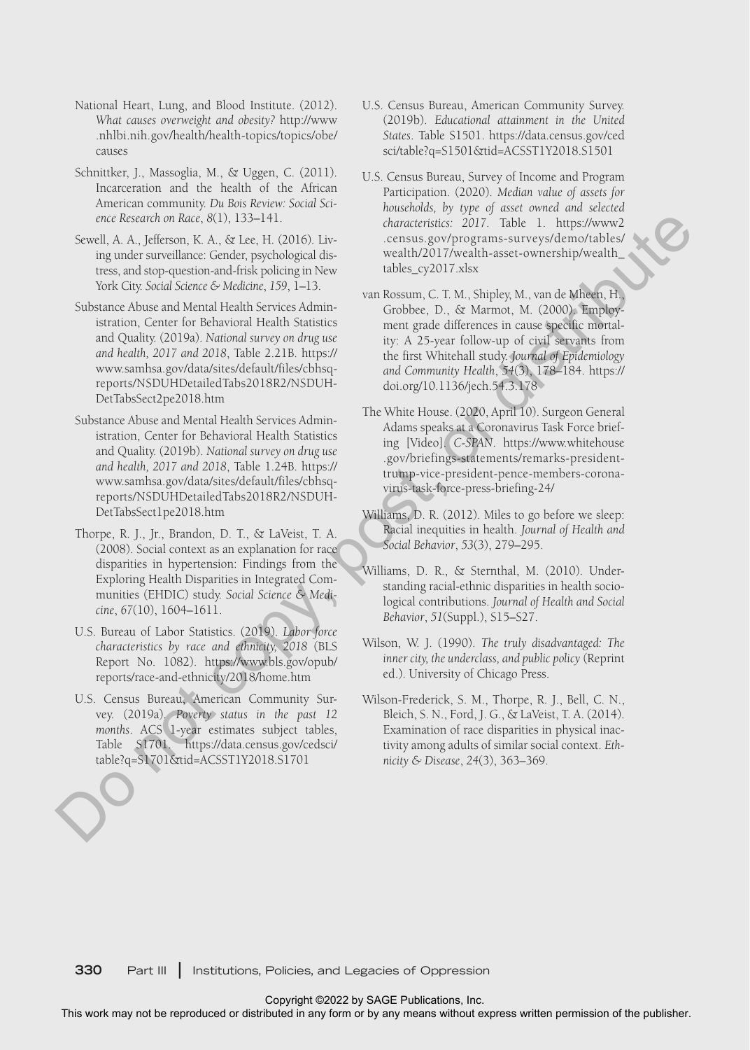National Heart, Lung, and Blood Institute. (2012). *What causes overweight and obesity?* http://www.nhlbi.nih.gov/health/health-topics/topics/obe/causes

Schnittker, J., Massoglia, M., & Uggen, C. (2011). Incarceration and the health of the African American community. *Du Bois Review: Social Science Research on Race*, *8*(1), 133–141.

Sewell, A. A., Jefferson, K. A., & Lee, H. (2016). Living under surveillance: Gender, psychological distress, and stop-question-and-frisk policing in New York City. *Social Science & Medicine*, *159*, 1–13.

Substance Abuse and Mental Health Services Administration, Center for Behavioral Health Statistics and Quality. (2019a). *National survey on drug use and health, 2017 and 2018*, Table 2.21B. https://www.samhsa.gov/data/sites/default/files/cbhsq-reports/NSDUHDetailedTabs2018R2/NSDUH-DetTabsSect2pe2018.htm

Substance Abuse and Mental Health Services Administration, Center for Behavioral Health Statistics and Quality. (2019b). *National survey on drug use and health, 2017 and 2018*, Table 1.24B. https://www.samhsa.gov/data/sites/default/files/cbhsq-reports/NSDUHDetailedTabs2018R2/NSDUH-DetTabsSect1pe2018.htm

Thorpe, R. J., Jr., Brandon, D. T., & LaVeist, T. A. (2008). Social context as an explanation for race disparities in hypertension: Findings from the Exploring Health Disparities in Integrated Communities (EHDIC) study. *Social Science & Medicine*, *67*(10), 1604–1611.

U.S. Bureau of Labor Statistics. (2019). *Labor force characteristics by race and ethnicity, 2018* (BLS Report No. 1082). https://www.bls.gov/opub/reports/race-and-ethnicity/2018/home.htm

U.S. Census Bureau, American Community Survey. (2019a). *Poverty status in the past 12 months*. ACS 1-year estimates subject tables, Table S1701. https://data.census.gov/cedsci/table?q=S1701&tid=ACSST1Y2018.S1701

U.S. Census Bureau, American Community Survey. (2019b). *Educational attainment in the United States*. Table S1501. https://data.census.gov/cedsci/table?q=S1501&tid=ACSST1Y2018.S1501

U.S. Census Bureau, Survey of Income and Program Participation. (2020). *Median value of assets for households, by type of asset owned and selected characteristics: 2017*. Table 1. https://www2.census.gov/programs-surveys/demo/tables/wealth/2017/wealth-asset-ownership/wealth_tables_cy2017.xlsx

van Rossum, C. T. M., Shipley, M., van de Mheen, H., Grobbee, D., & Marmot, M. (2000). Employment grade differences in cause specific mortality: A 25-year follow-up of civil servants from the first Whitehall study. *Journal of Epidemiology and Community Health*, *54*(3), 178–184. https://doi.org/10.1136/jech.54.3.178

The White House. (2020, April 10). Surgeon General Adams speaks at a Coronavirus Task Force briefing [Video]. *C-SPAN*. https://www.whitehouse.gov/briefings-statements/remarks-president-trump-vice-president-pence-members-coronavirus-task-force-press-briefing-24/

Williams, D. R. (2012). Miles to go before we sleep: Racial inequities in health. *Journal of Health and Social Behavior*, *53*(3), 279–295.

Williams, D. R., & Sternthal, M. (2010). Understanding racial-ethnic disparities in health sociological contributions. *Journal of Health and Social Behavior*, *51*(Suppl.), S15–S27.

Wilson, W. J. (1990). *The truly disadvantaged: The inner city, the underclass, and public policy* (Reprint ed.). University of Chicago Press.

Wilson-Frederick, S. M., Thorpe, R. J., Bell, C. N., Bleich, S. N., Ford, J. G., & LaVeist, T. A. (2014). Examination of race disparities in physical inactivity among adults of similar social context. *Ethnicity & Disease*, *24*(3), 363–369.